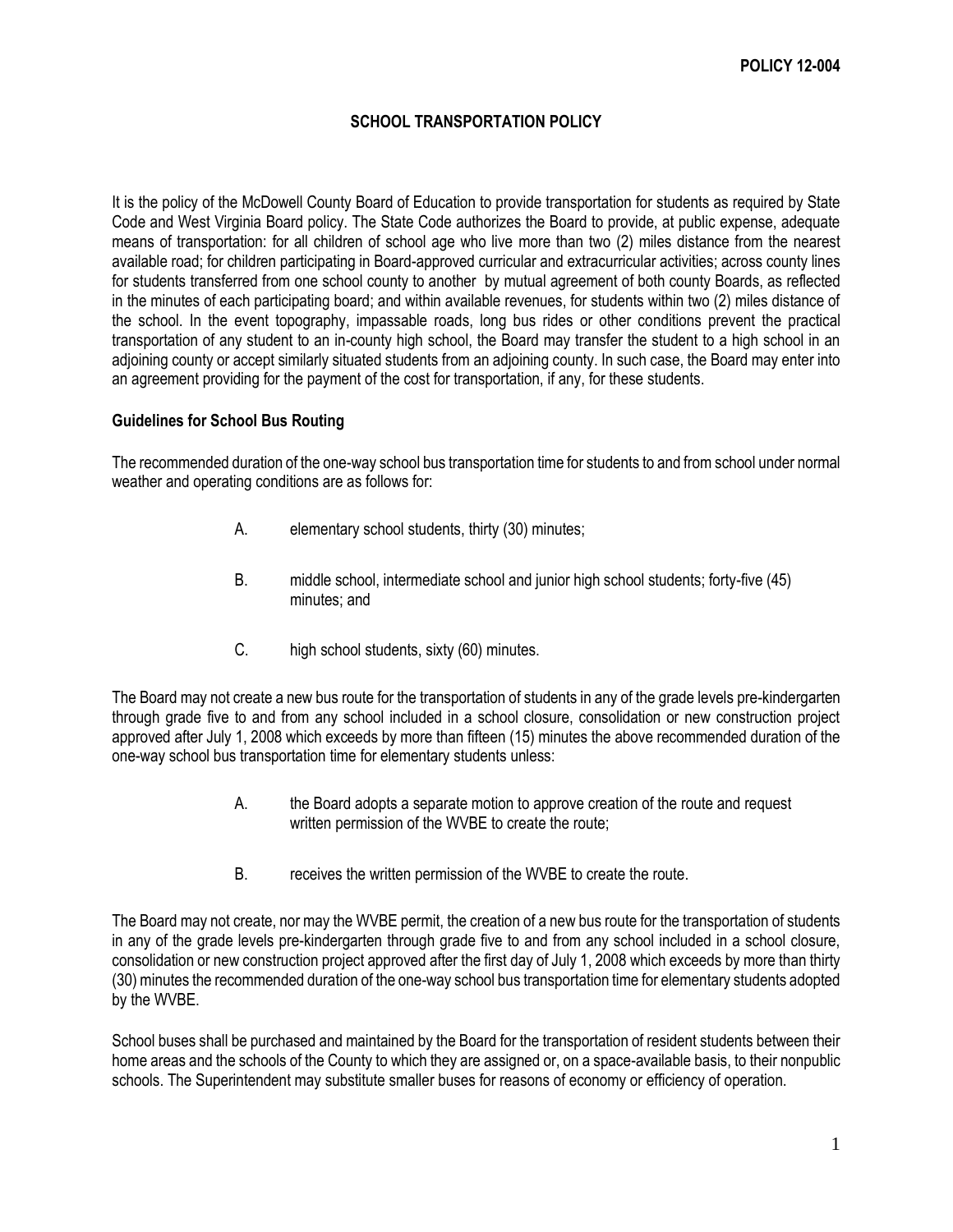**POLICY 12-004**

# SCHOOL TRANSPORTATION POLICY

It is the policy of the McDowell County Board of Education to provide transportation for students as required by State Code and West Virginia Board policy. The State Code authorizes the Board to provide, at public expense, adequate means of transportation: for all children of school age who live more than two (2) miles distance from the nearest available road; for children participating in Board-approved curricular and extracurricular activities; across county lines for students transferred from one school county to another by mutual agreement of both county Boards, as reflected in the minutes of each participating board; and within available revenues, for students within two (2) miles distance of the school. In the event topography, impassable roads, long bus rides or other conditions prevent the practical transportation of any student to an in-county high school, the Board may transfer the student to a high school in an adjoining county or accept similarly situated students from an adjoining county. In such case, the Board may enter into an agreement providing for the payment of the cost for transportation, if any, for these students.

## Guidelines for School Bus Routing

The recommended duration of the one-way school bus transportation time for students to and from school under normal weather and operating conditions are as follows for:

A. elementary school students, thirty (30) minutes;

B. middle school, intermediate school and junior high school students; forty-five (45) minutes; and

C. high school students, sixty (60) minutes.

The Board may not create a new bus route for the transportation of students in any of the grade levels pre-kindergarten through grade five to and from any school included in a school closure, consolidation or new construction project approved after July 1, 2008 which exceeds by more than fifteen (15) minutes the above recommended duration of the one-way school bus transportation time for elementary students unless:

A. the Board adopts a separate motion to approve creation of the route and request written permission of the WVBE to create the route;

B. receives the written permission of the WVBE to create the route.

The Board may not create, nor may the WVBE permit, the creation of a new bus route for the transportation of students in any of the grade levels pre-kindergarten through grade five to and from any school included in a school closure, consolidation or new construction project approved after the first day of July 1, 2008 which exceeds by more than thirty (30) minutes the recommended duration of the one-way school bus transportation time for elementary students adopted by the WVBE.

School buses shall be purchased and maintained by the Board for the transportation of resident students between their home areas and the schools of the County to which they are assigned or, on a space-available basis, to their nonpublic schools. The Superintendent may substitute smaller buses for reasons of economy or efficiency of operation.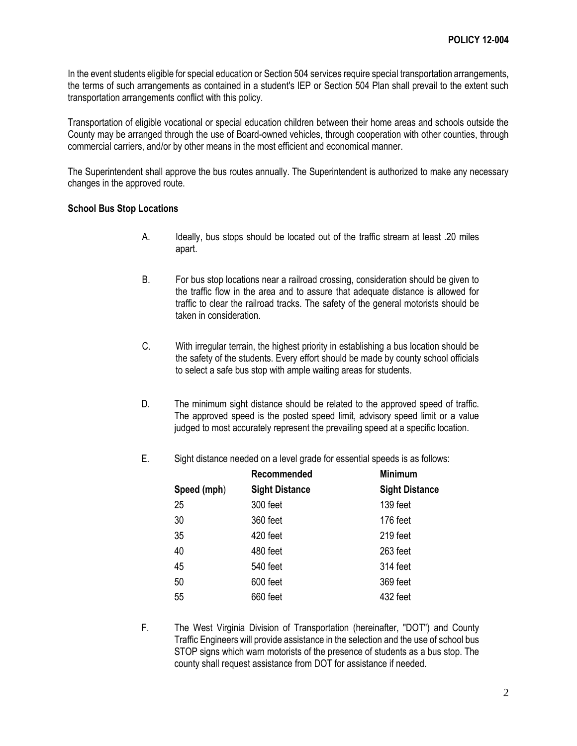In the event students eligible for special education or Section 504 services require special transportation arrangements, the terms of such arrangements as contained in a student's IEP or Section 504 Plan shall prevail to the extent such transportation arrangements conflict with this policy.

Transportation of eligible vocational or special education children between their home areas and schools outside the County may be arranged through the use of Board-owned vehicles, through cooperation with other counties, through commercial carriers, and/or by other means in the most efficient and economical manner.

The Superintendent shall approve the bus routes annually. The Superintendent is authorized to make any necessary changes in the approved route.

**School Bus Stop Locations**

A. Ideally, bus stops should be located out of the traffic stream at least .20 miles apart.

B. For bus stop locations near a railroad crossing, consideration should be given to the traffic flow in the area and to assure that adequate distance is allowed for traffic to clear the railroad tracks. The safety of the general motorists should be taken in consideration.

C. With irregular terrain, the highest priority in establishing a bus location should be the safety of the students. Every effort should be made by county school officials to select a safe bus stop with ample waiting areas for students.

D. The minimum sight distance should be related to the approved speed of traffic. The approved speed is the posted speed limit, advisory speed limit or a value judged to most accurately represent the prevailing speed at a specific location.

E. Sight distance needed on a level grade for essential speeds is as follows:

| Speed (mph) | Recommended Sight Distance | Minimum Sight Distance |
|---|---|---|
| 25 | 300 feet | 139 feet |
| 30 | 360 feet | 176 feet |
| 35 | 420 feet | 219 feet |
| 40 | 480 feet | 263 feet |
| 45 | 540 feet | 314 feet |
| 50 | 600 feet | 369 feet |
| 55 | 660 feet | 432 feet |

F. The West Virginia Division of Transportation (hereinafter, "DOT") and County Traffic Engineers will provide assistance in the selection and the use of school bus STOP signs which warn motorists of the presence of students as a bus stop. The county shall request assistance from DOT for assistance if needed.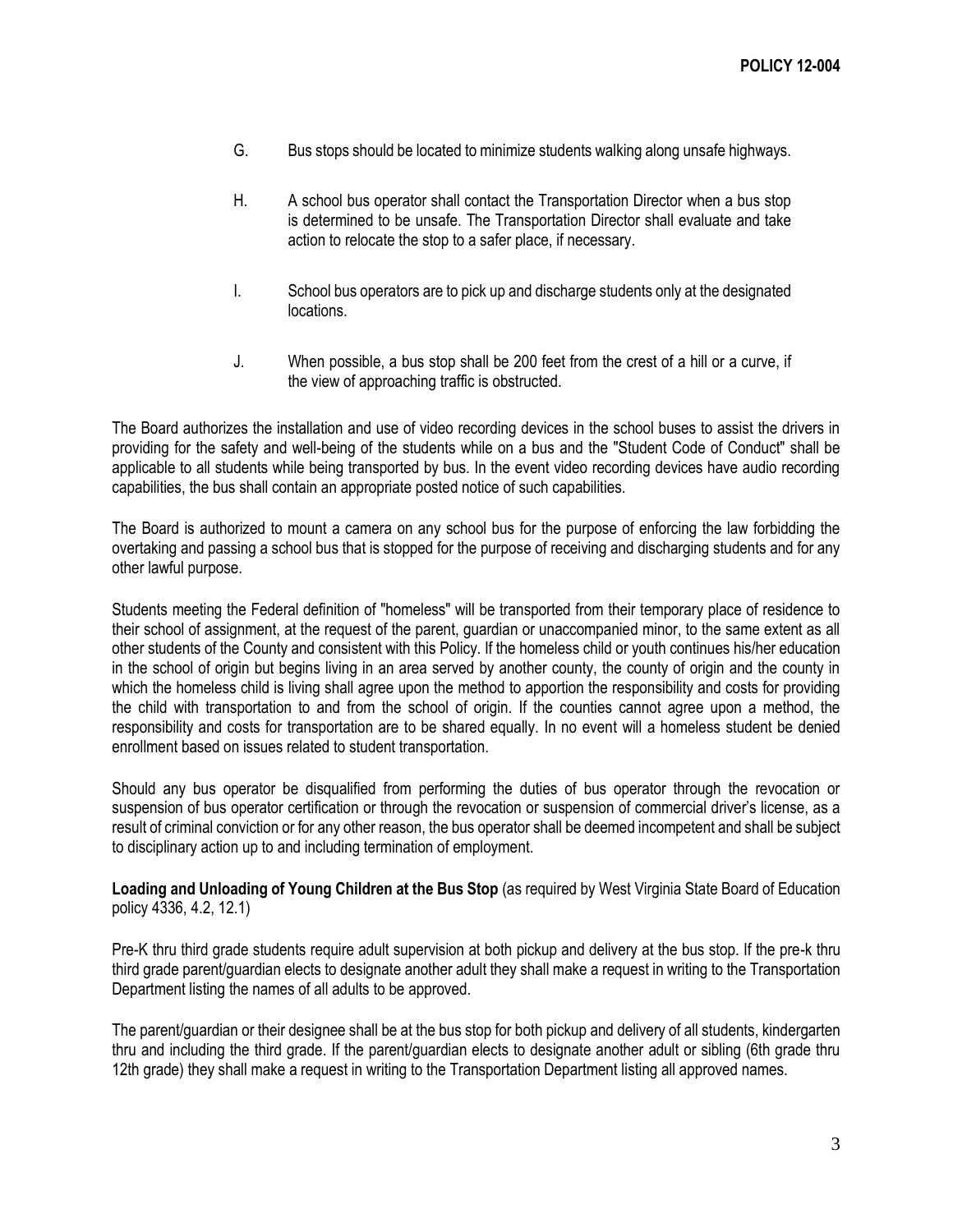G. Bus stops should be located to minimize students walking along unsafe highways.

H. A school bus operator shall contact the Transportation Director when a bus stop is determined to be unsafe. The Transportation Director shall evaluate and take action to relocate the stop to a safer place, if necessary.

I. School bus operators are to pick up and discharge students only at the designated locations.

J. When possible, a bus stop shall be 200 feet from the crest of a hill or a curve, if the view of approaching traffic is obstructed.

The Board authorizes the installation and use of video recording devices in the school buses to assist the drivers in providing for the safety and well-being of the students while on a bus and the "Student Code of Conduct" shall be applicable to all students while being transported by bus. In the event video recording devices have audio recording capabilities, the bus shall contain an appropriate posted notice of such capabilities.

The Board is authorized to mount a camera on any school bus for the purpose of enforcing the law forbidding the overtaking and passing a school bus that is stopped for the purpose of receiving and discharging students and for any other lawful purpose.

Students meeting the Federal definition of "homeless" will be transported from their temporary place of residence to their school of assignment, at the request of the parent, guardian or unaccompanied minor, to the same extent as all other students of the County and consistent with this Policy. If the homeless child or youth continues his/her education in the school of origin but begins living in an area served by another county, the county of origin and the county in which the homeless child is living shall agree upon the method to apportion the responsibility and costs for providing the child with transportation to and from the school of origin. If the counties cannot agree upon a method, the responsibility and costs for transportation are to be shared equally. In no event will a homeless student be denied enrollment based on issues related to student transportation.

Should any bus operator be disqualified from performing the duties of bus operator through the revocation or suspension of bus operator certification or through the revocation or suspension of commercial driver's license, as a result of criminal conviction or for any other reason, the bus operator shall be deemed incompetent and shall be subject to disciplinary action up to and including termination of employment.

**Loading and Unloading of Young Children at the Bus Stop** (as required by West Virginia State Board of Education policy 4336, 4.2, 12.1)

Pre-K thru third grade students require adult supervision at both pickup and delivery at the bus stop. If the pre-k thru third grade parent/guardian elects to designate another adult they shall make a request in writing to the Transportation Department listing the names of all adults to be approved.

The parent/guardian or their designee shall be at the bus stop for both pickup and delivery of all students, kindergarten thru and including the third grade. If the parent/guardian elects to designate another adult or sibling (6th grade thru 12th grade) they shall make a request in writing to the Transportation Department listing all approved names.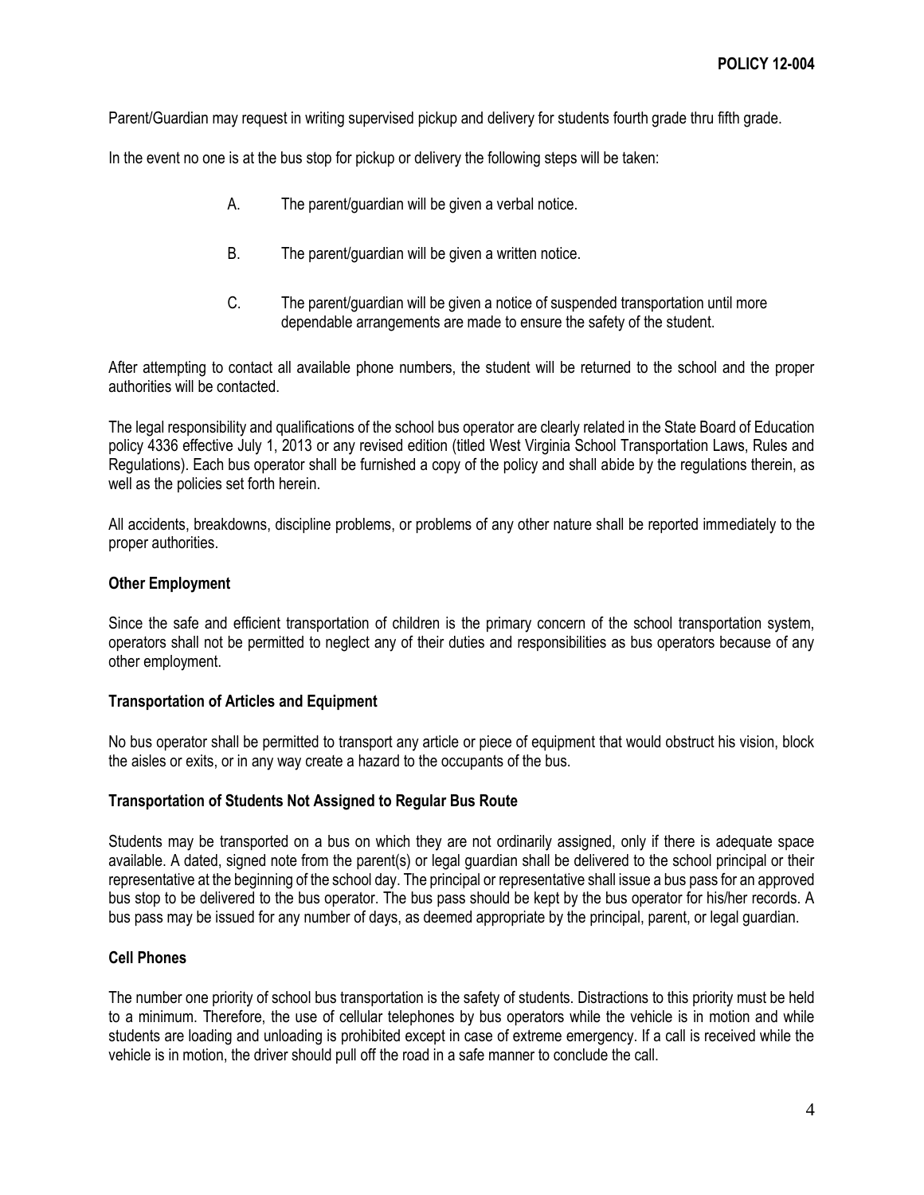Parent/Guardian may request in writing supervised pickup and delivery for students fourth grade thru fifth grade.

In the event no one is at the bus stop for pickup or delivery the following steps will be taken:

A. The parent/guardian will be given a verbal notice.

B. The parent/guardian will be given a written notice.

C. The parent/guardian will be given a notice of suspended transportation until more dependable arrangements are made to ensure the safety of the student.

After attempting to contact all available phone numbers, the student will be returned to the school and the proper authorities will be contacted.

The legal responsibility and qualifications of the school bus operator are clearly related in the State Board of Education policy 4336 effective July 1, 2013 or any revised edition (titled West Virginia School Transportation Laws, Rules and Regulations). Each bus operator shall be furnished a copy of the policy and shall abide by the regulations therein, as well as the policies set forth herein.

All accidents, breakdowns, discipline problems, or problems of any other nature shall be reported immediately to the proper authorities.

**Other Employment**

Since the safe and efficient transportation of children is the primary concern of the school transportation system, operators shall not be permitted to neglect any of their duties and responsibilities as bus operators because of any other employment.

**Transportation of Articles and Equipment**

No bus operator shall be permitted to transport any article or piece of equipment that would obstruct his vision, block the aisles or exits, or in any way create a hazard to the occupants of the bus.

**Transportation of Students Not Assigned to Regular Bus Route**

Students may be transported on a bus on which they are not ordinarily assigned, only if there is adequate space available. A dated, signed note from the parent(s) or legal guardian shall be delivered to the school principal or their representative at the beginning of the school day. The principal or representative shall issue a bus pass for an approved bus stop to be delivered to the bus operator. The bus pass should be kept by the bus operator for his/her records. A bus pass may be issued for any number of days, as deemed appropriate by the principal, parent, or legal guardian.

**Cell Phones**

The number one priority of school bus transportation is the safety of students. Distractions to this priority must be held to a minimum. Therefore, the use of cellular telephones by bus operators while the vehicle is in motion and while students are loading and unloading is prohibited except in case of extreme emergency. If a call is received while the vehicle is in motion, the driver should pull off the road in a safe manner to conclude the call.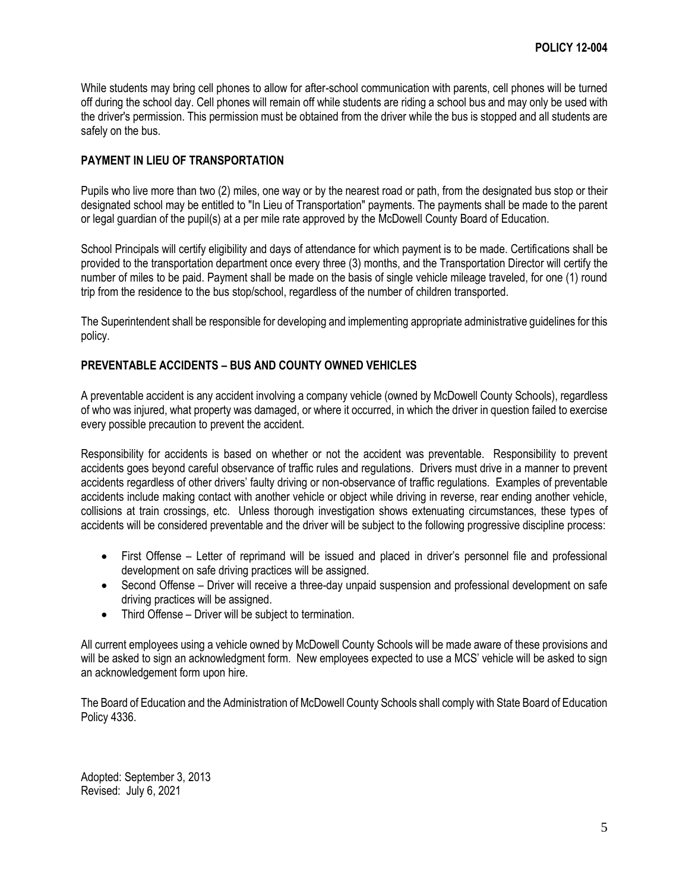While students may bring cell phones to allow for after-school communication with parents, cell phones will be turned off during the school day. Cell phones will remain off while students are riding a school bus and may only be used with the driver's permission. This permission must be obtained from the driver while the bus is stopped and all students are safely on the bus.

## PAYMENT IN LIEU OF TRANSPORTATION

Pupils who live more than two (2) miles, one way or by the nearest road or path, from the designated bus stop or their designated school may be entitled to "In Lieu of Transportation" payments. The payments shall be made to the parent or legal guardian of the pupil(s) at a per mile rate approved by the McDowell County Board of Education.

School Principals will certify eligibility and days of attendance for which payment is to be made. Certifications shall be provided to the transportation department once every three (3) months, and the Transportation Director will certify the number of miles to be paid. Payment shall be made on the basis of single vehicle mileage traveled, for one (1) round trip from the residence to the bus stop/school, regardless of the number of children transported.

The Superintendent shall be responsible for developing and implementing appropriate administrative guidelines for this policy.

## PREVENTABLE ACCIDENTS – BUS AND COUNTY OWNED VEHICLES

A preventable accident is any accident involving a company vehicle (owned by McDowell County Schools), regardless of who was injured, what property was damaged, or where it occurred, in which the driver in question failed to exercise every possible precaution to prevent the accident.

Responsibility for accidents is based on whether or not the accident was preventable. Responsibility to prevent accidents goes beyond careful observance of traffic rules and regulations. Drivers must drive in a manner to prevent accidents regardless of other drivers' faulty driving or non-observance of traffic regulations. Examples of preventable accidents include making contact with another vehicle or object while driving in reverse, rear ending another vehicle, collisions at train crossings, etc. Unless thorough investigation shows extenuating circumstances, these types of accidents will be considered preventable and the driver will be subject to the following progressive discipline process:

- First Offense – Letter of reprimand will be issued and placed in driver's personnel file and professional development on safe driving practices will be assigned.
- Second Offense – Driver will receive a three-day unpaid suspension and professional development on safe driving practices will be assigned.
- Third Offense – Driver will be subject to termination.

All current employees using a vehicle owned by McDowell County Schools will be made aware of these provisions and will be asked to sign an acknowledgment form. New employees expected to use a MCS' vehicle will be asked to sign an acknowledgement form upon hire.

The Board of Education and the Administration of McDowell County Schools shall comply with State Board of Education Policy 4336.

Adopted: September 3, 2013
Revised: July 6, 2021